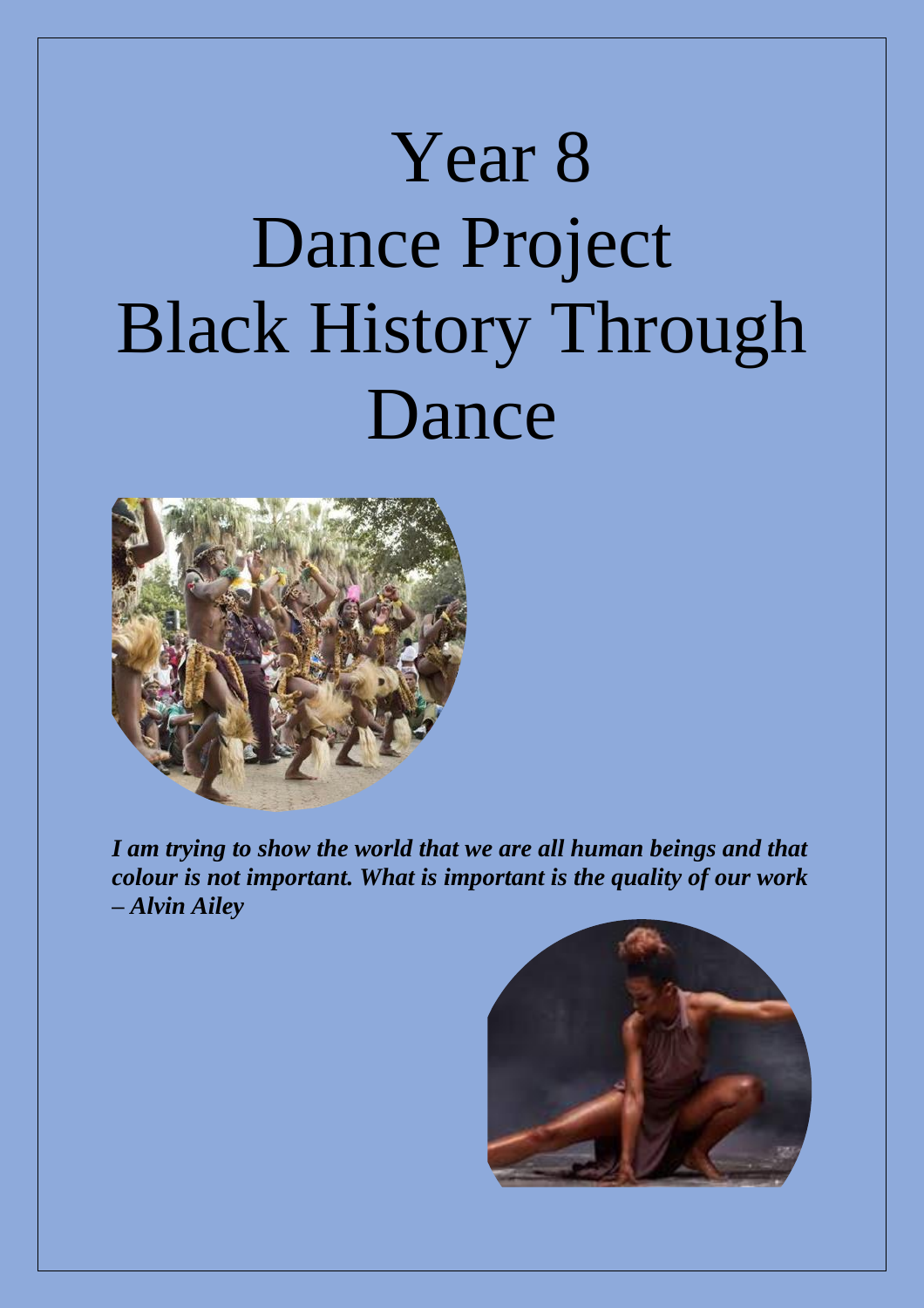# Year 8
# Dance Project
# Black History Through Dance

***I am trying to show the world that we are all human beings and that colour is not important. What is important is the quality of our work – Alvin Ailey***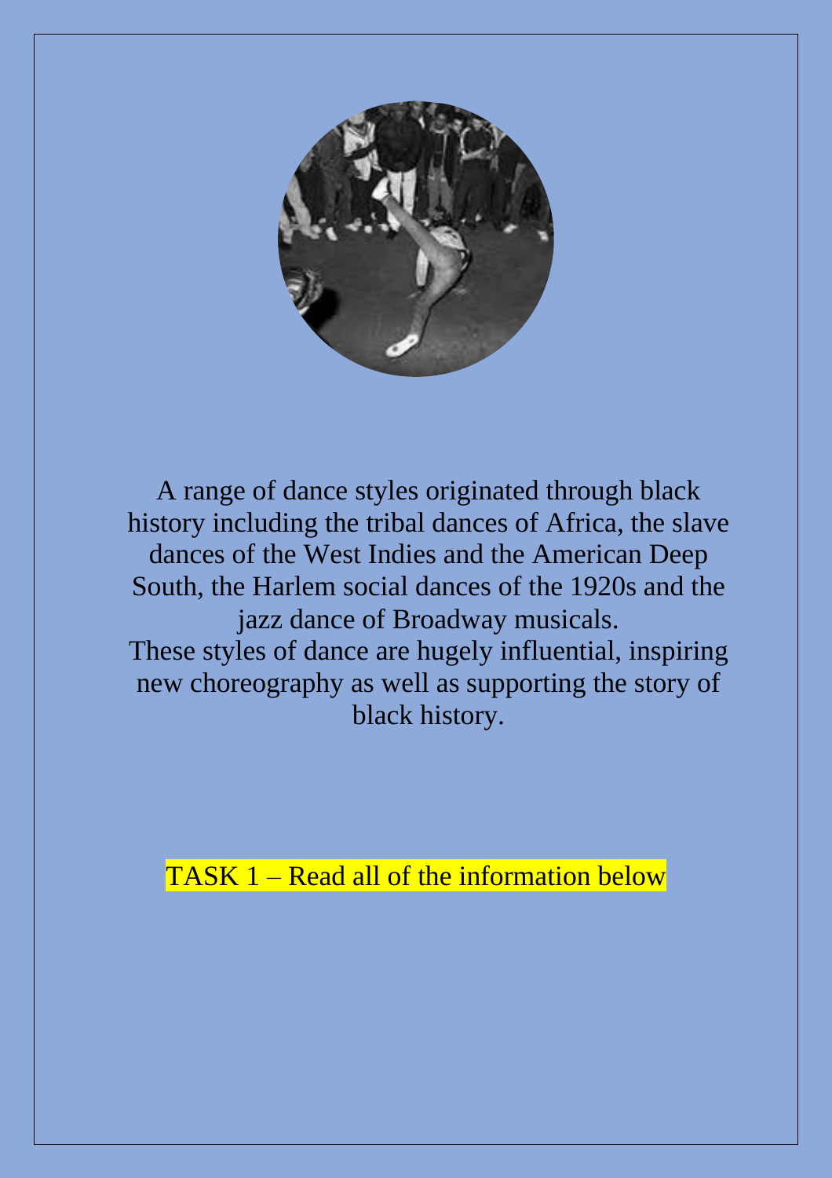A range of dance styles originated through black history including the tribal dances of Africa, the slave dances of the West Indies and the American Deep South, the Harlem social dances of the 1920s and the jazz dance of Broadway musicals.
These styles of dance are hugely influential, inspiring new choreography as well as supporting the story of black history.

TASK 1 – Read all of the information below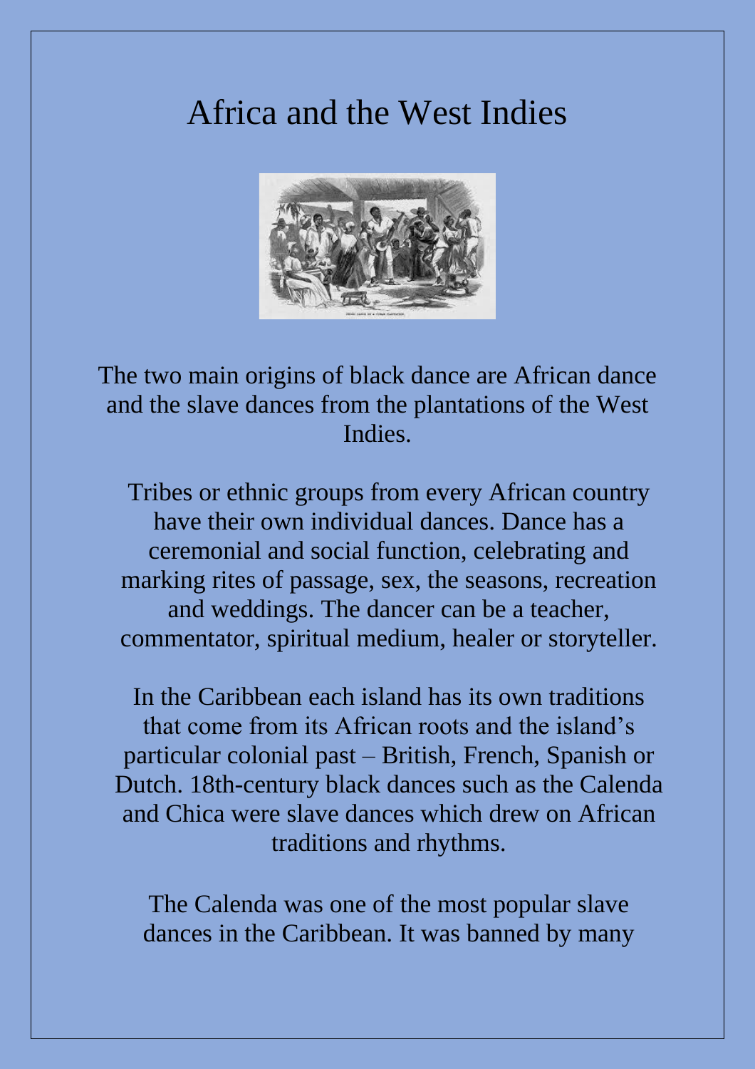# Africa and the West Indies

The two main origins of black dance are African dance and the slave dances from the plantations of the West Indies.

Tribes or ethnic groups from every African country have their own individual dances. Dance has a ceremonial and social function, celebrating and marking rites of passage, sex, the seasons, recreation and weddings. The dancer can be a teacher, commentator, spiritual medium, healer or storyteller.

In the Caribbean each island has its own traditions that come from its African roots and the island's particular colonial past – British, French, Spanish or Dutch. 18th-century black dances such as the Calenda and Chica were slave dances which drew on African traditions and rhythms.

The Calenda was one of the most popular slave dances in the Caribbean. It was banned by many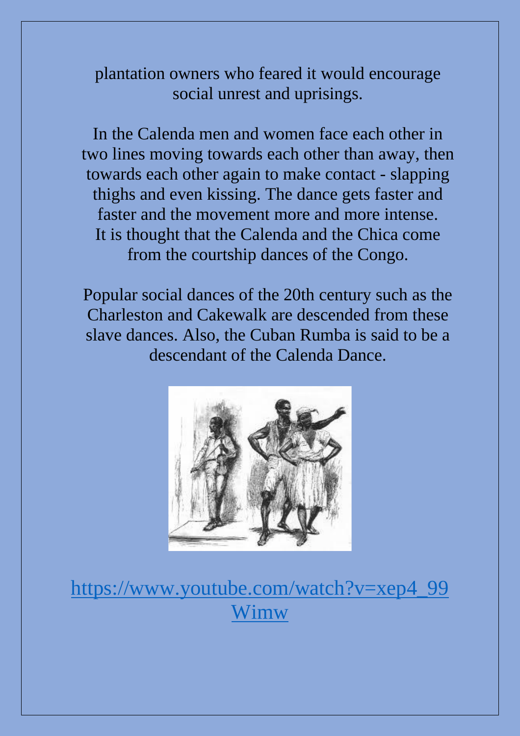plantation owners who feared it would encourage social unrest and uprisings.

In the Calenda men and women face each other in two lines moving towards each other than away, then towards each other again to make contact - slapping thighs and even kissing. The dance gets faster and faster and the movement more and more intense. It is thought that the Calenda and the Chica come from the courtship dances of the Congo.

Popular social dances of the 20th century such as the Charleston and Cakewalk are descended from these slave dances. Also, the Cuban Rumba is said to be a descendant of the Calenda Dance.

[https://www.youtube.com/watch?v=xep4_99Wimw](https://www.youtube.com/watch?v=xep4_99Wimw)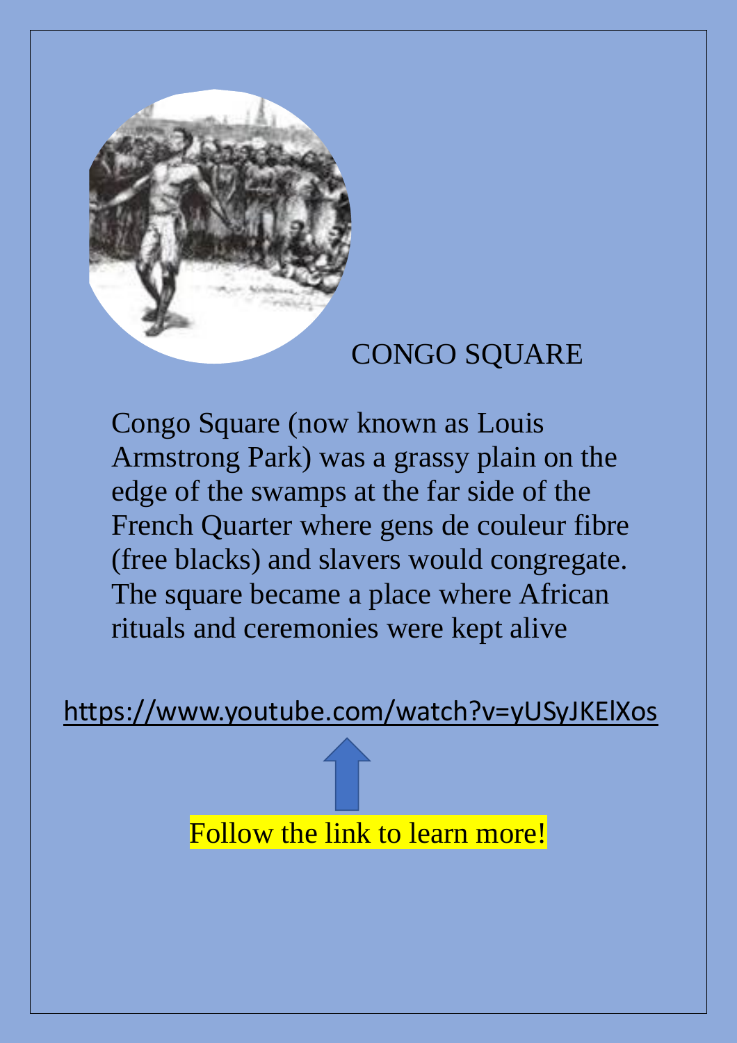# CONGO SQUARE

Congo Square (now known as Louis Armstrong Park) was a grassy plain on the edge of the swamps at the far side of the French Quarter where gens de couleur fibre (free blacks) and slavers would congregate. The square became a place where African rituals and ceremonies were kept alive

https://www.youtube.com/watch?v=yUSyJKElXos

Follow the link to learn more!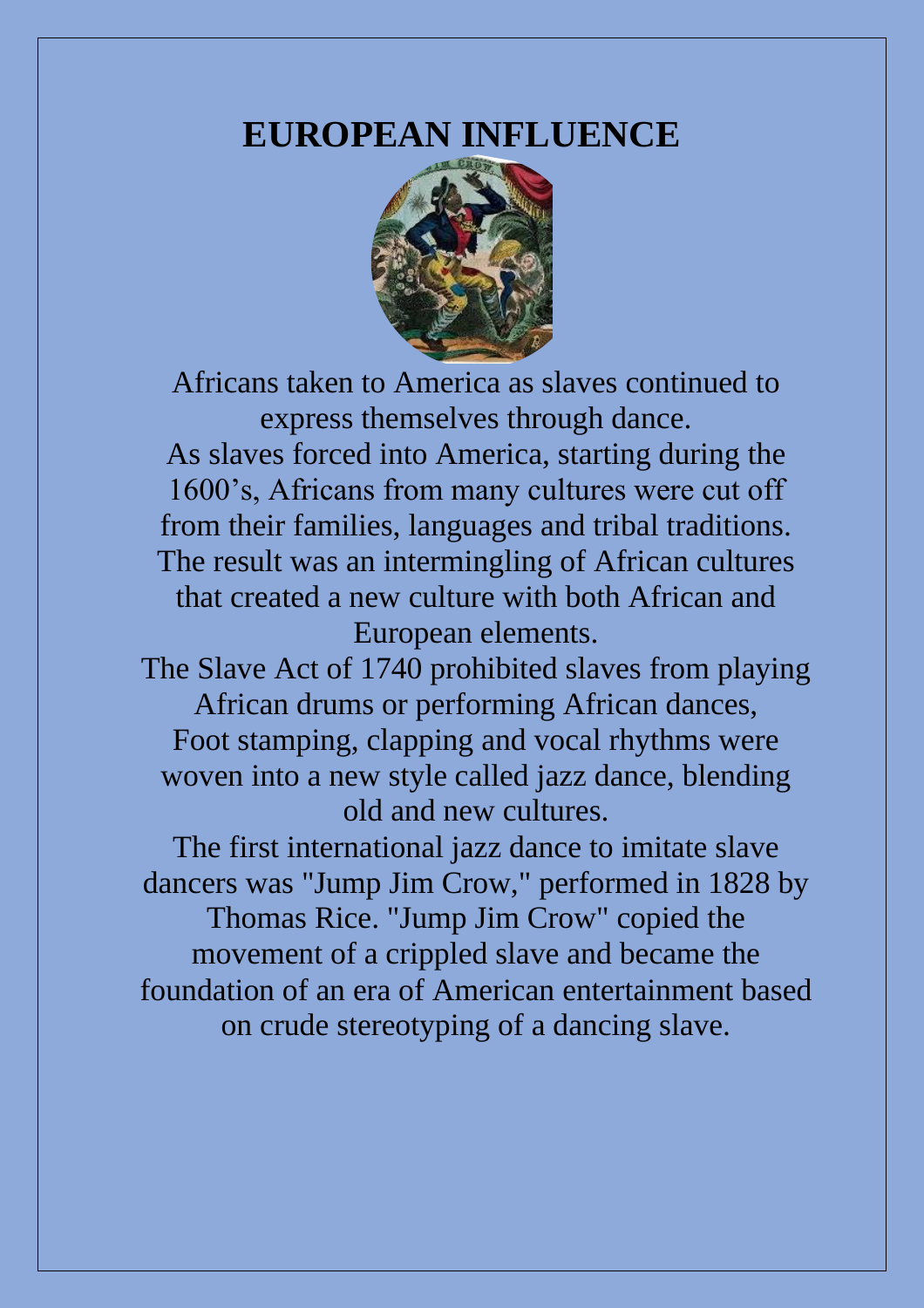# EUROPEAN INFLUENCE

Africans taken to America as slaves continued to express themselves through dance.

As slaves forced into America, starting during the 1600's, Africans from many cultures were cut off from their families, languages and tribal traditions. The result was an intermingling of African cultures that created a new culture with both African and European elements.

The Slave Act of 1740 prohibited slaves from playing African drums or performing African dances, Foot stamping, clapping and vocal rhythms were woven into a new style called jazz dance, blending old and new cultures.

The first international jazz dance to imitate slave dancers was "Jump Jim Crow," performed in 1828 by Thomas Rice. "Jump Jim Crow" copied the movement of a crippled slave and became the foundation of an era of American entertainment based on crude stereotyping of a dancing slave.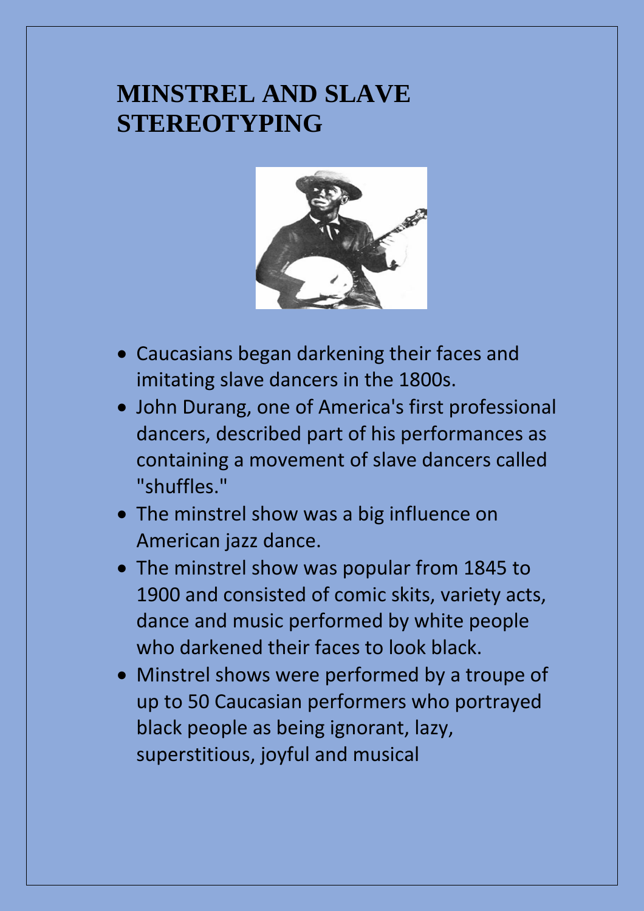# MINSTREL AND SLAVE STEREOTYPING

- Caucasians began darkening their faces and imitating slave dancers in the 1800s.
- John Durang, one of America's first professional dancers, described part of his performances as containing a movement of slave dancers called "shuffles."
- The minstrel show was a big influence on American jazz dance.
- The minstrel show was popular from 1845 to 1900 and consisted of comic skits, variety acts, dance and music performed by white people who darkened their faces to look black.
- Minstrel shows were performed by a troupe of up to 50 Caucasian performers who portrayed black people as being ignorant, lazy, superstitious, joyful and musical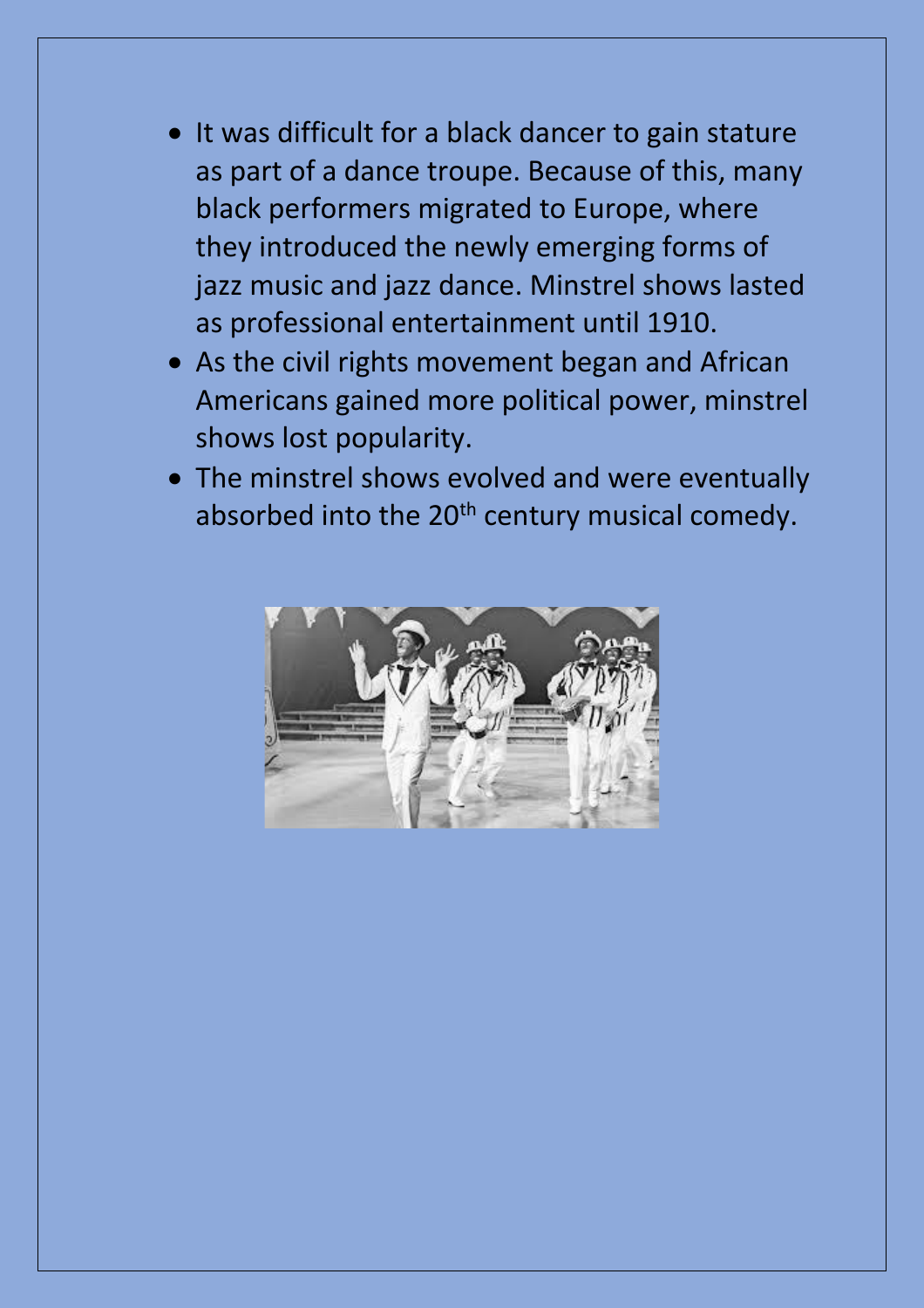- It was difficult for a black dancer to gain stature as part of a dance troupe. Because of this, many black performers migrated to Europe, where they introduced the newly emerging forms of jazz music and jazz dance. Minstrel shows lasted as professional entertainment until 1910.
- As the civil rights movement began and African Americans gained more political power, minstrel shows lost popularity.
- The minstrel shows evolved and were eventually absorbed into the 20th century musical comedy.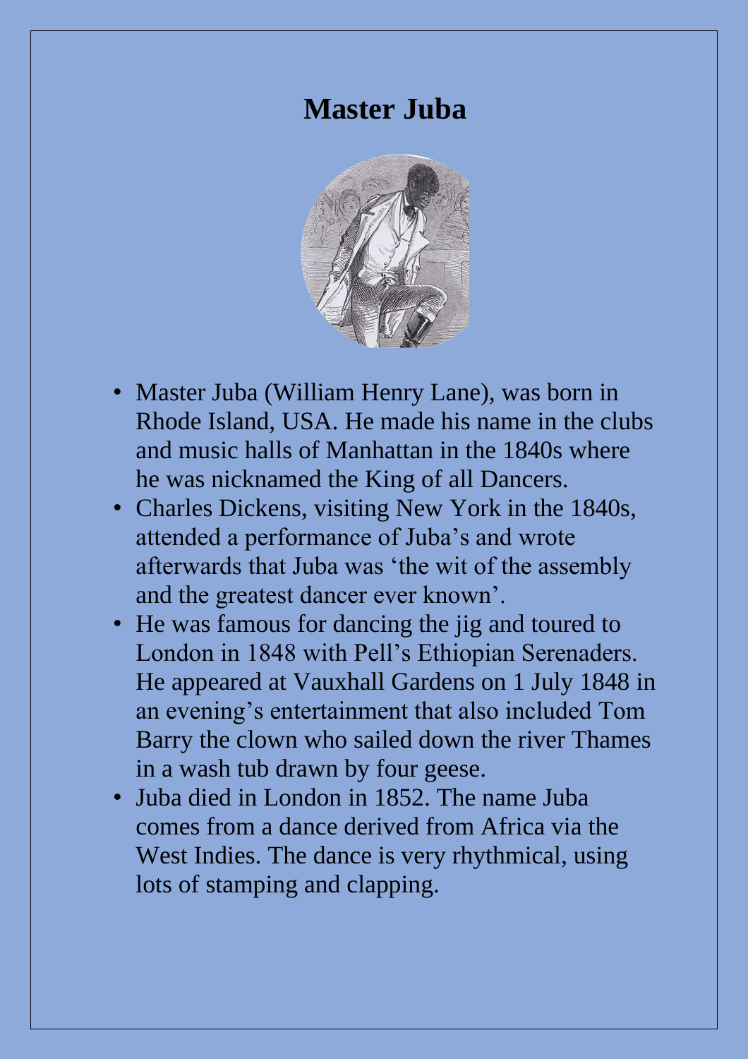# Master Juba

- Master Juba (William Henry Lane), was born in Rhode Island, USA. He made his name in the clubs and music halls of Manhattan in the 1840s where he was nicknamed the King of all Dancers.
- Charles Dickens, visiting New York in the 1840s, attended a performance of Juba's and wrote afterwards that Juba was 'the wit of the assembly and the greatest dancer ever known'.
- He was famous for dancing the jig and toured to London in 1848 with Pell's Ethiopian Serenaders. He appeared at Vauxhall Gardens on 1 July 1848 in an evening's entertainment that also included Tom Barry the clown who sailed down the river Thames in a wash tub drawn by four geese.
- Juba died in London in 1852. The name Juba comes from a dance derived from Africa via the West Indies. The dance is very rhythmical, using lots of stamping and clapping.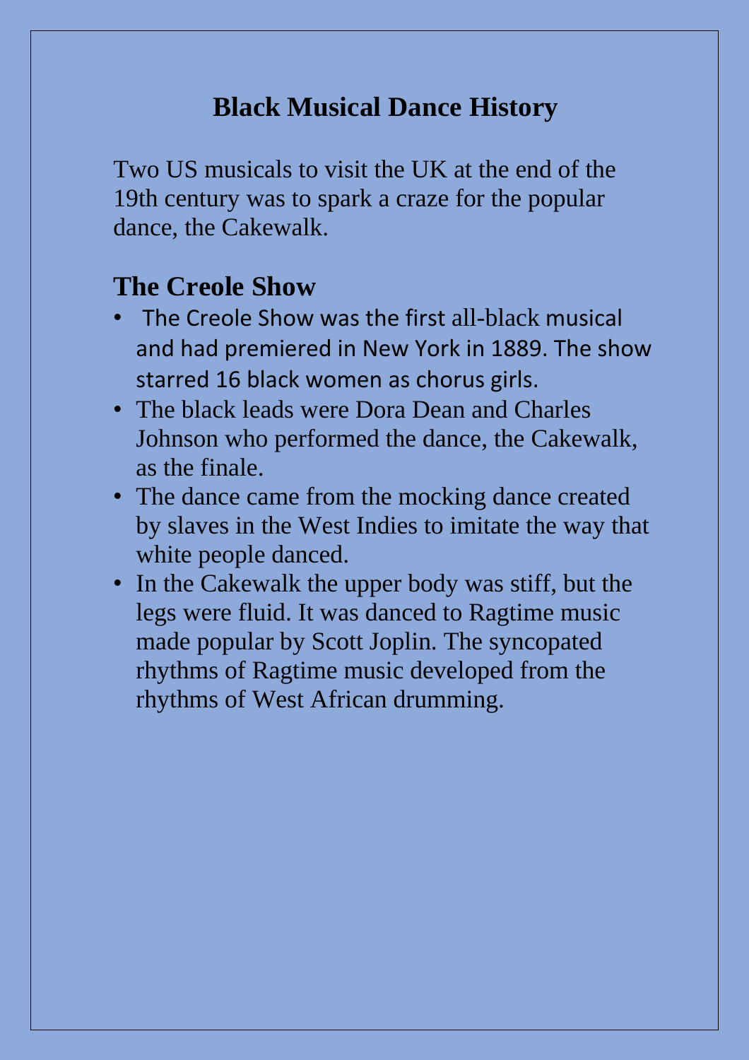# Black Musical Dance History

Two US musicals to visit the UK at the end of the 19th century was to spark a craze for the popular dance, the Cakewalk.

## The Creole Show

- The Creole Show was the first all-black musical and had premiered in New York in 1889. The show starred 16 black women as chorus girls.
- The black leads were Dora Dean and Charles Johnson who performed the dance, the Cakewalk, as the finale.
- The dance came from the mocking dance created by slaves in the West Indies to imitate the way that white people danced.
- In the Cakewalk the upper body was stiff, but the legs were fluid. It was danced to Ragtime music made popular by Scott Joplin. The syncopated rhythms of Ragtime music developed from the rhythms of West African drumming.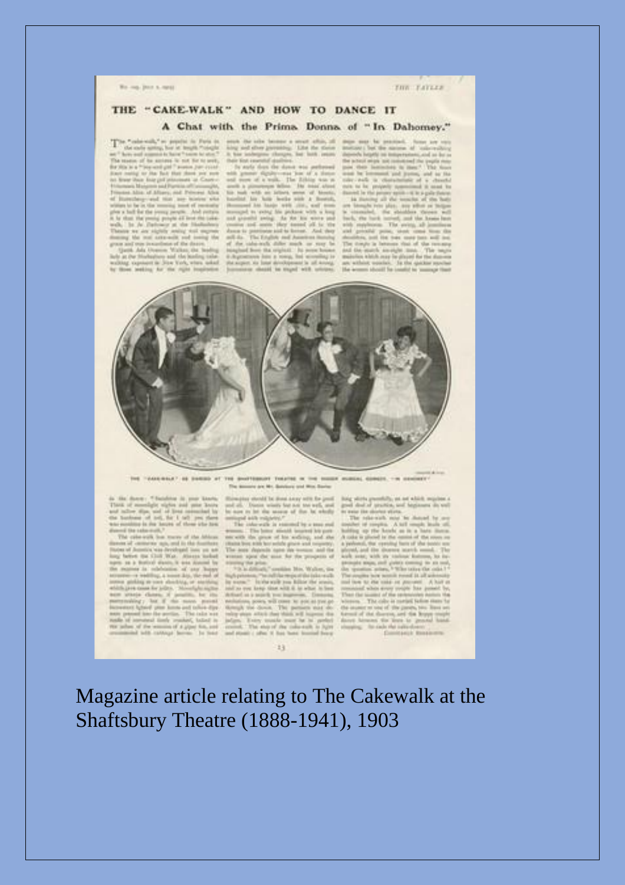# THE "CAKE-WALK" AND HOW TO DANCE IT

## A Chat with the Prima Donna of "In Dahomey."

THE "CAKE-WALK" AS DANCED AT THE SHAFTESBURY THEATRE IN THE NEGRO MUSICAL COMEDY, "IN DAHOMEY"

Magazine article relating to The Cakewalk at the Shaftsbury Theatre (1888-1941), 1903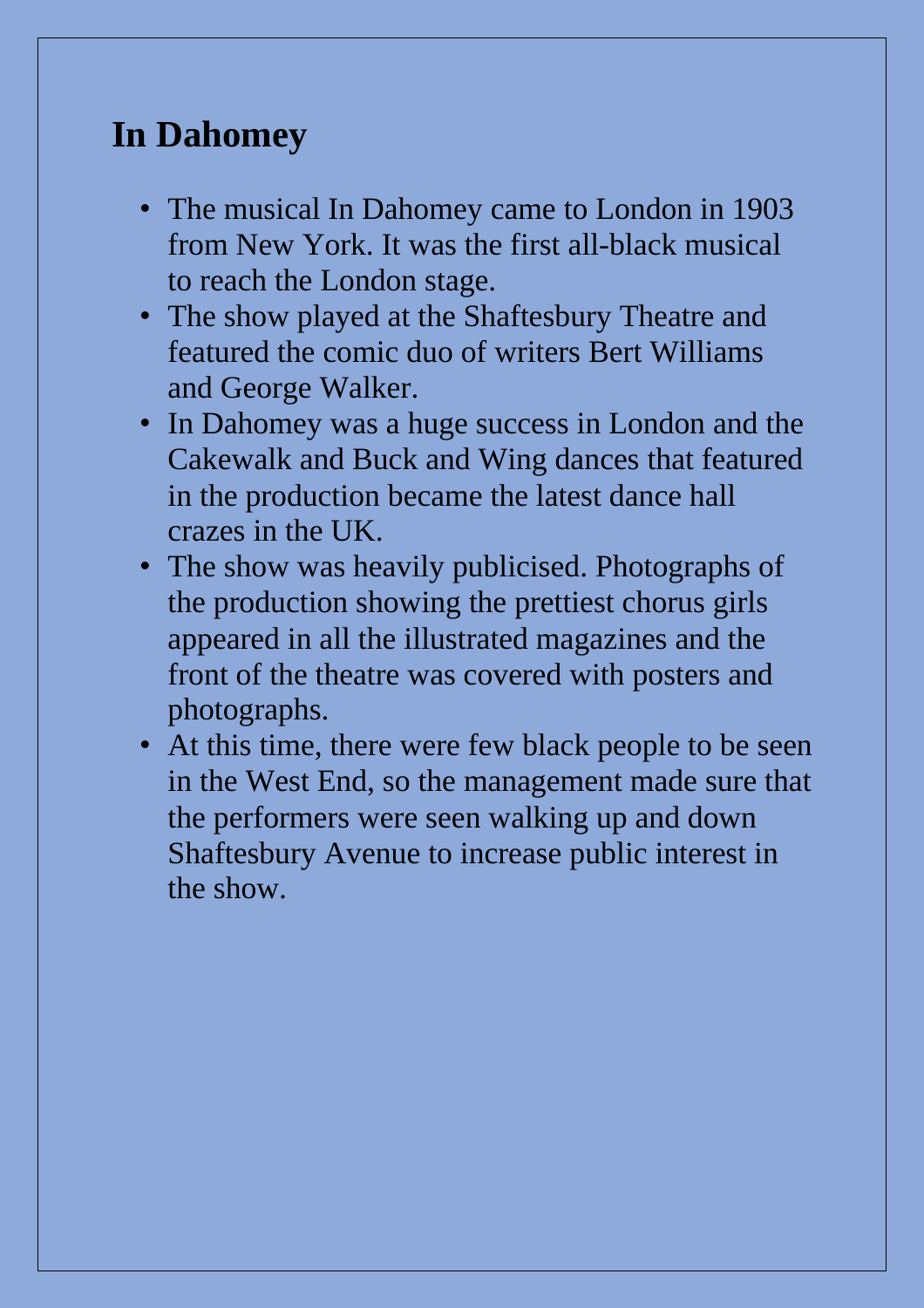## In Dahomey

- The musical In Dahomey came to London in 1903 from New York. It was the first all-black musical to reach the London stage.
- The show played at the Shaftesbury Theatre and featured the comic duo of writers Bert Williams and George Walker.
- In Dahomey was a huge success in London and the Cakewalk and Buck and Wing dances that featured in the production became the latest dance hall crazes in the UK.
- The show was heavily publicised. Photographs of the production showing the prettiest chorus girls appeared in all the illustrated magazines and the front of the theatre was covered with posters and photographs.
- At this time, there were few black people to be seen in the West End, so the management made sure that the performers were seen walking up and down Shaftesbury Avenue to increase public interest in the show.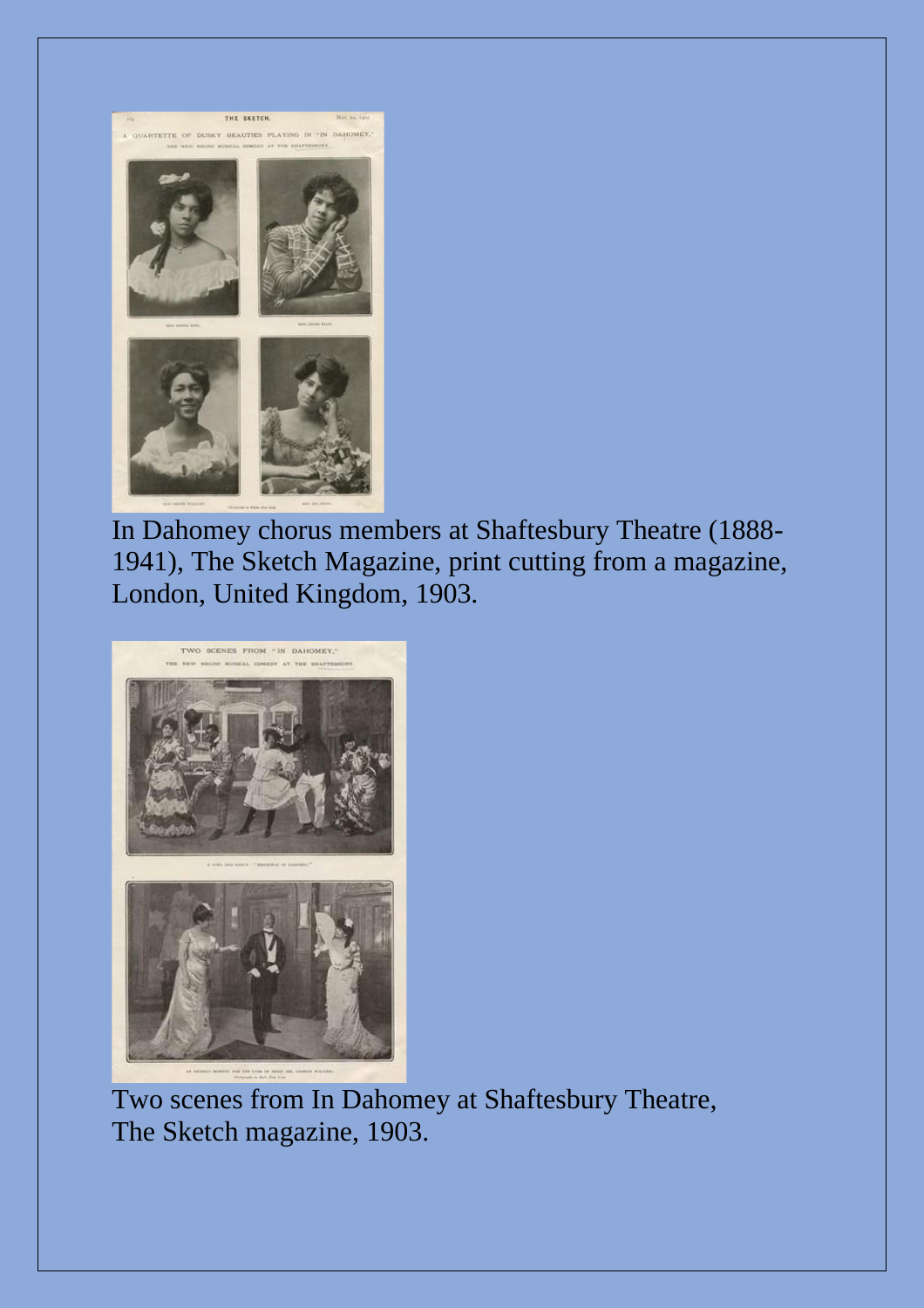In Dahomey chorus members at Shaftesbury Theatre (1888-1941), The Sketch Magazine, print cutting from a magazine, London, United Kingdom, 1903.

Two scenes from In Dahomey at Shaftesbury Theatre, The Sketch magazine, 1903.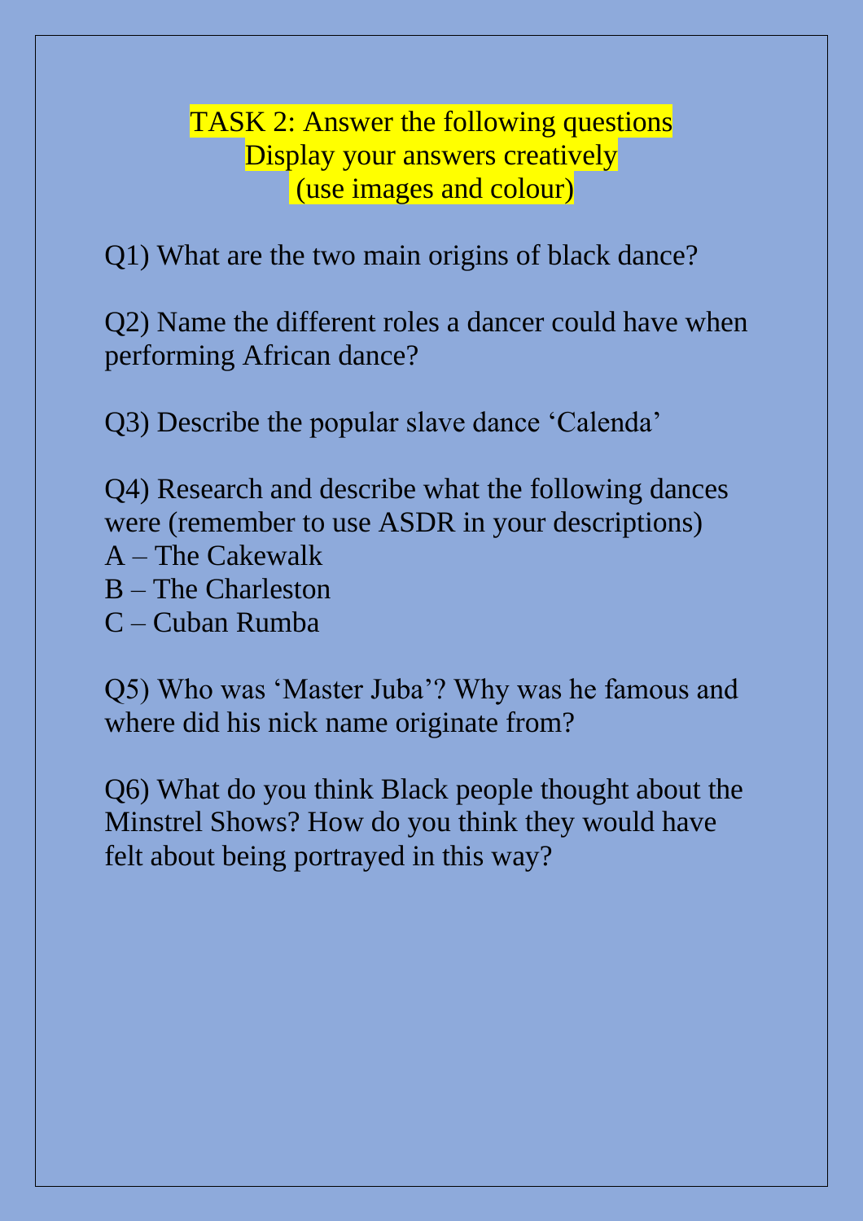**TASK 2: Answer the following questions**
**Display your answers creatively**
**(use images and colour)**

Q1) What are the two main origins of black dance?

Q2) Name the different roles a dancer could have when performing African dance?

Q3) Describe the popular slave dance 'Calenda'

Q4) Research and describe what the following dances were (remember to use ASDR in your descriptions)
A – The Cakewalk
B – The Charleston
C – Cuban Rumba

Q5) Who was 'Master Juba'? Why was he famous and where did his nick name originate from?

Q6) What do you think Black people thought about the Minstrel Shows? How do you think they would have felt about being portrayed in this way?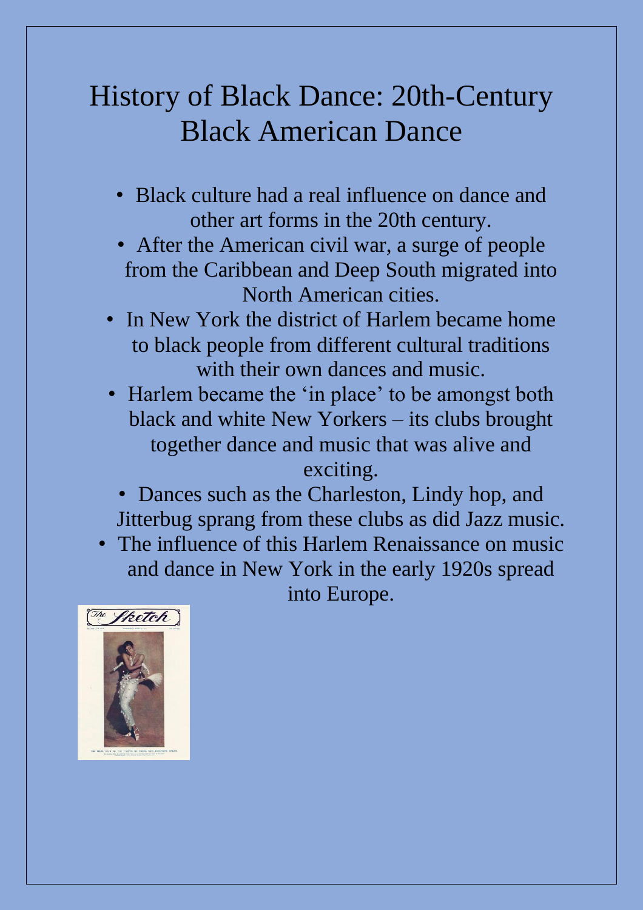# History of Black Dance: 20th-Century Black American Dance

- Black culture had a real influence on dance and other art forms in the 20th century.
- After the American civil war, a surge of people from the Caribbean and Deep South migrated into North American cities.
- In New York the district of Harlem became home to black people from different cultural traditions with their own dances and music.
- Harlem became the 'in place' to be amongst both black and white New Yorkers – its clubs brought together dance and music that was alive and exciting.
- Dances such as the Charleston, Lindy hop, and Jitterbug sprang from these clubs as did Jazz music.
- The influence of this Harlem Renaissance on music and dance in New York in the early 1920s spread into Europe.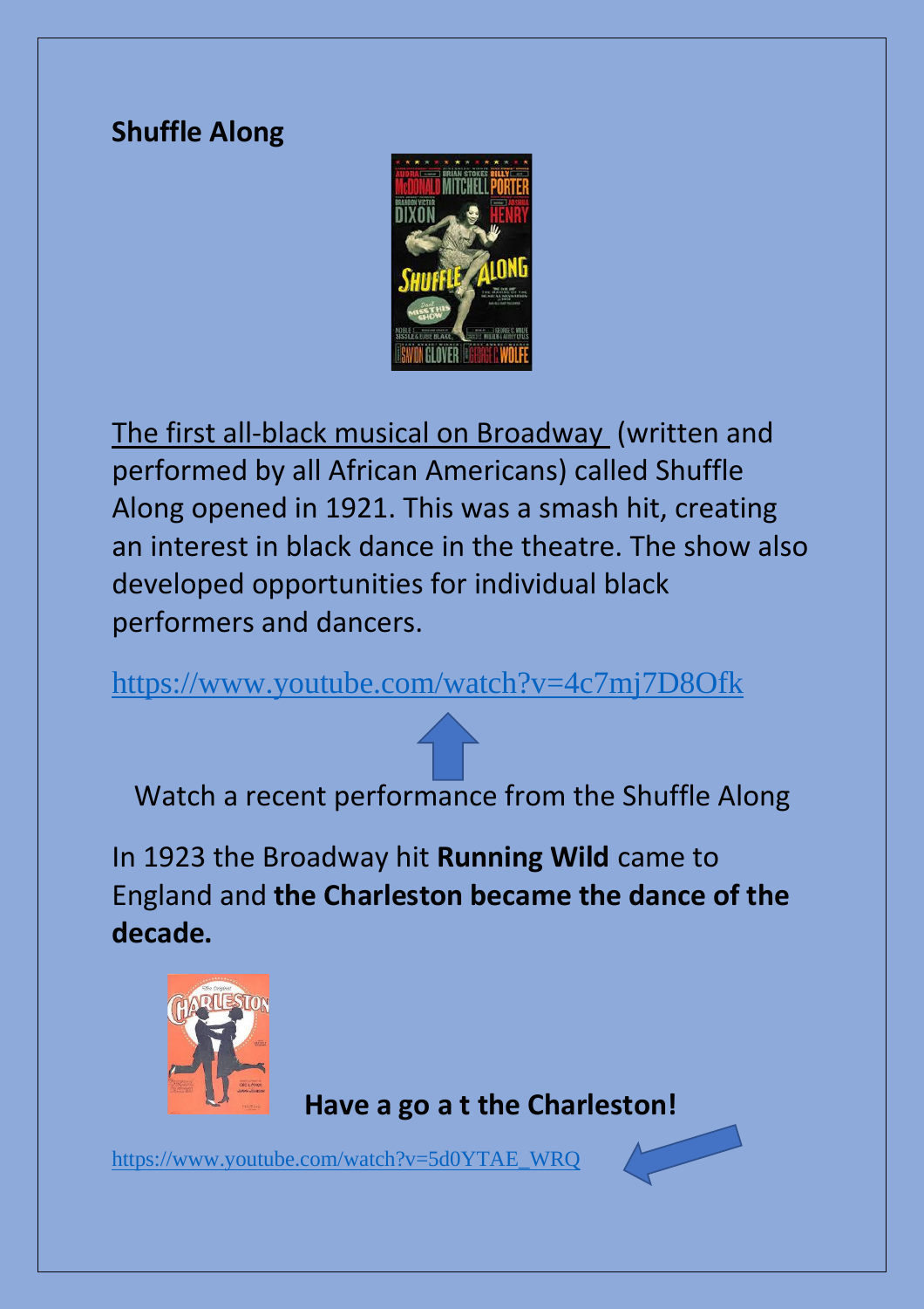**Shuffle Along**

The first all-black musical on Broadway (written and performed by all African Americans) called Shuffle Along opened in 1921. This was a smash hit, creating an interest in black dance in the theatre. The show also developed opportunities for individual black performers and dancers.

https://www.youtube.com/watch?v=4c7mj7D8Ofk

Watch a recent performance from the Shuffle Along

In 1923 the Broadway hit **Running Wild** came to England and **the Charleston became the dance of the decade.**

**Have a go a t the Charleston!**

https://www.youtube.com/watch?v=5d0YTAE_WRQ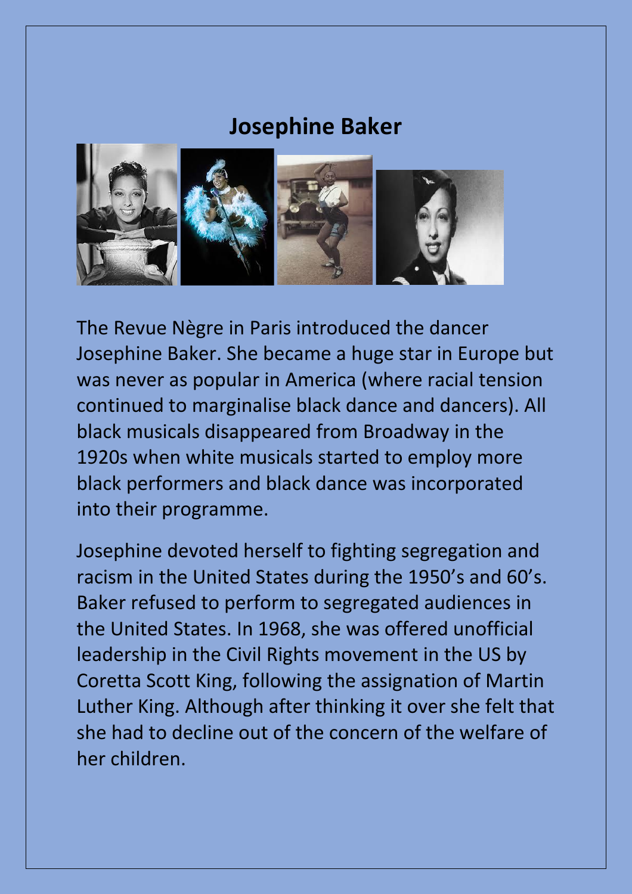# Josephine Baker

The Revue Nègre in Paris introduced the dancer Josephine Baker. She became a huge star in Europe but was never as popular in America (where racial tension continued to marginalise black dance and dancers). All black musicals disappeared from Broadway in the 1920s when white musicals started to employ more black performers and black dance was incorporated into their programme.

Josephine devoted herself to fighting segregation and racism in the United States during the 1950's and 60's. Baker refused to perform to segregated audiences in the United States. In 1968, she was offered unofficial leadership in the Civil Rights movement in the US by Coretta Scott King, following the assignation of Martin Luther King. Although after thinking it over she felt that she had to decline out of the concern of the welfare of her children.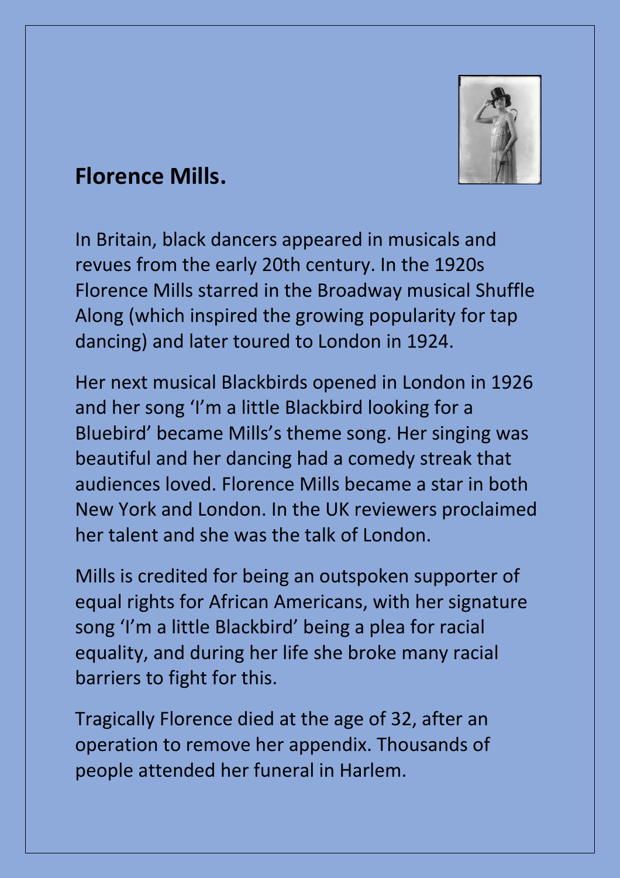## Florence Mills.

In Britain, black dancers appeared in musicals and revues from the early 20th century. In the 1920s Florence Mills starred in the Broadway musical Shuffle Along (which inspired the growing popularity for tap dancing) and later toured to London in 1924.

Her next musical Blackbirds opened in London in 1926 and her song 'I'm a little Blackbird looking for a Bluebird' became Mills's theme song. Her singing was beautiful and her dancing had a comedy streak that audiences loved. Florence Mills became a star in both New York and London. In the UK reviewers proclaimed her talent and she was the talk of London.

Mills is credited for being an outspoken supporter of equal rights for African Americans, with her signature song 'I'm a little Blackbird' being a plea for racial equality, and during her life she broke many racial barriers to fight for this.

Tragically Florence died at the age of 32, after an operation to remove her appendix. Thousands of people attended her funeral in Harlem.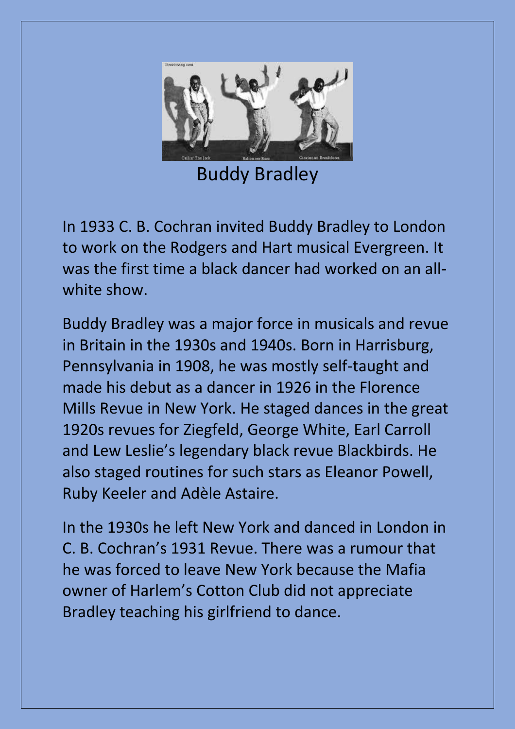Buddy Bradley

In 1933 C. B. Cochran invited Buddy Bradley to London to work on the Rodgers and Hart musical Evergreen. It was the first time a black dancer had worked on an all-white show.

Buddy Bradley was a major force in musicals and revue in Britain in the 1930s and 1940s. Born in Harrisburg, Pennsylvania in 1908, he was mostly self-taught and made his debut as a dancer in 1926 in the Florence Mills Revue in New York. He staged dances in the great 1920s revues for Ziegfeld, George White, Earl Carroll and Lew Leslie's legendary black revue Blackbirds. He also staged routines for such stars as Eleanor Powell, Ruby Keeler and Adèle Astaire.

In the 1930s he left New York and danced in London in C. B. Cochran's 1931 Revue. There was a rumour that he was forced to leave New York because the Mafia owner of Harlem's Cotton Club did not appreciate Bradley teaching his girlfriend to dance.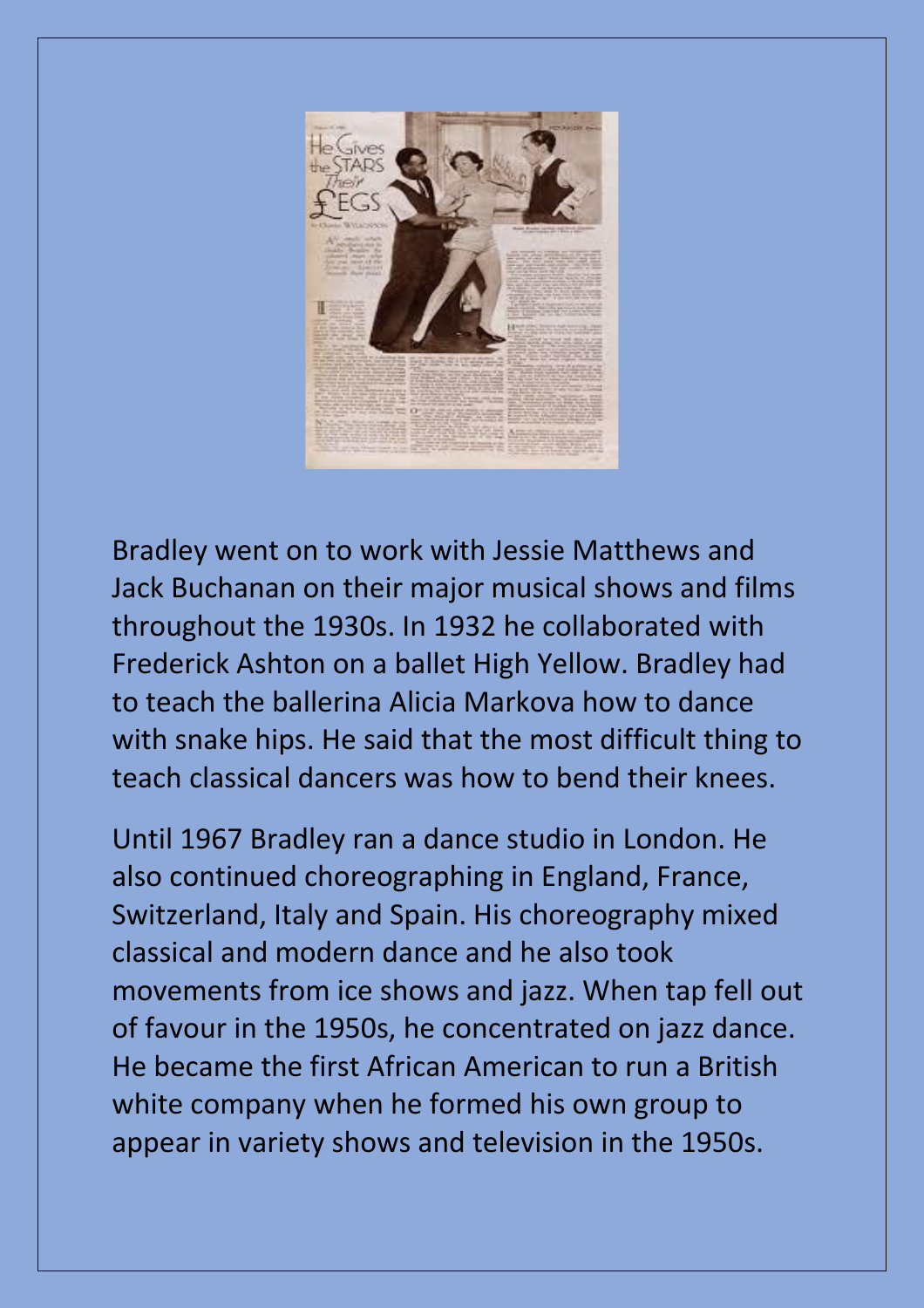Bradley went on to work with Jessie Matthews and Jack Buchanan on their major musical shows and films throughout the 1930s. In 1932 he collaborated with Frederick Ashton on a ballet High Yellow. Bradley had to teach the ballerina Alicia Markova how to dance with snake hips. He said that the most difficult thing to teach classical dancers was how to bend their knees.

Until 1967 Bradley ran a dance studio in London. He also continued choreographing in England, France, Switzerland, Italy and Spain. His choreography mixed classical and modern dance and he also took movements from ice shows and jazz. When tap fell out of favour in the 1950s, he concentrated on jazz dance. He became the first African American to run a British white company when he formed his own group to appear in variety shows and television in the 1950s.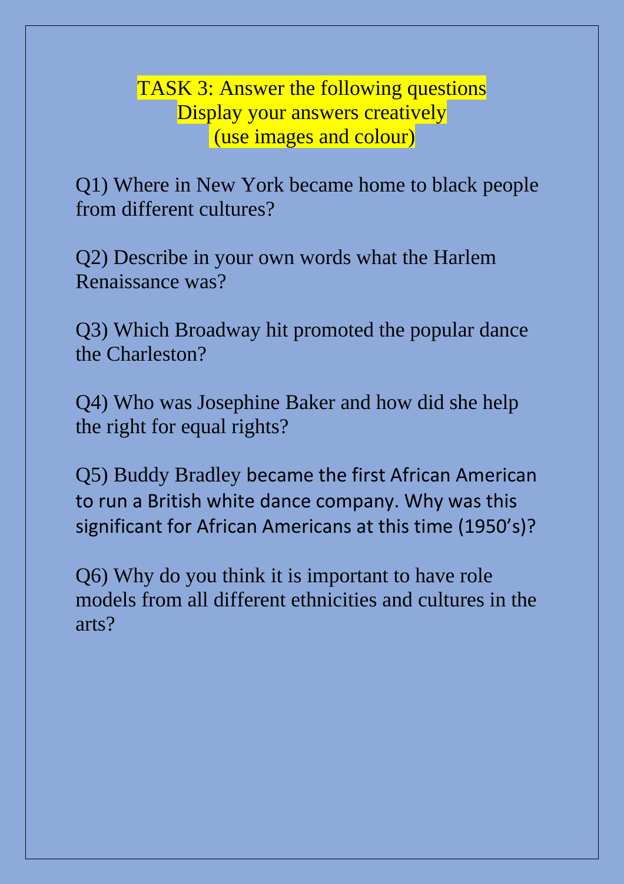**TASK 3: Answer the following questions**
**Display your answers creatively**
**(use images and colour)**

Q1) Where in New York became home to black people from different cultures?

Q2) Describe in your own words what the Harlem Renaissance was?

Q3) Which Broadway hit promoted the popular dance the Charleston?

Q4) Who was Josephine Baker and how did she help the right for equal rights?

Q5) Buddy Bradley became the first African American to run a British white dance company. Why was this significant for African Americans at this time (1950's)?

Q6) Why do you think it is important to have role models from all different ethnicities and cultures in the arts?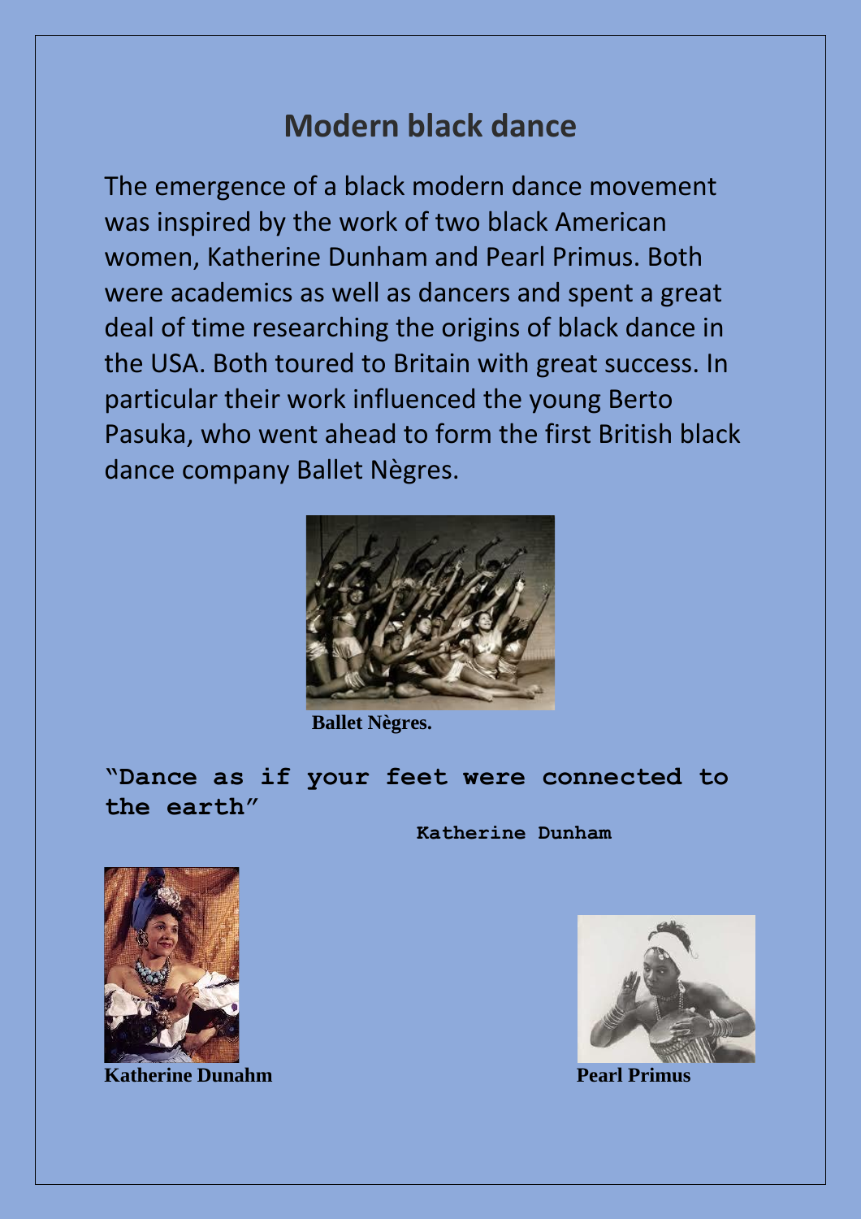# Modern black dance

The emergence of a black modern dance movement was inspired by the work of two black American women, Katherine Dunham and Pearl Primus. Both were academics as well as dancers and spent a great deal of time researching the origins of black dance in the USA. Both toured to Britain with great success. In particular their work influenced the young Berto Pasuka, who went ahead to form the first British black dance company Ballet Nègres.

**Ballet Nègres.**

**"Dance as if your feet were connected to the earth"**

**Katherine Dunham**

**Katherine Dunahm**

**Pearl Primus**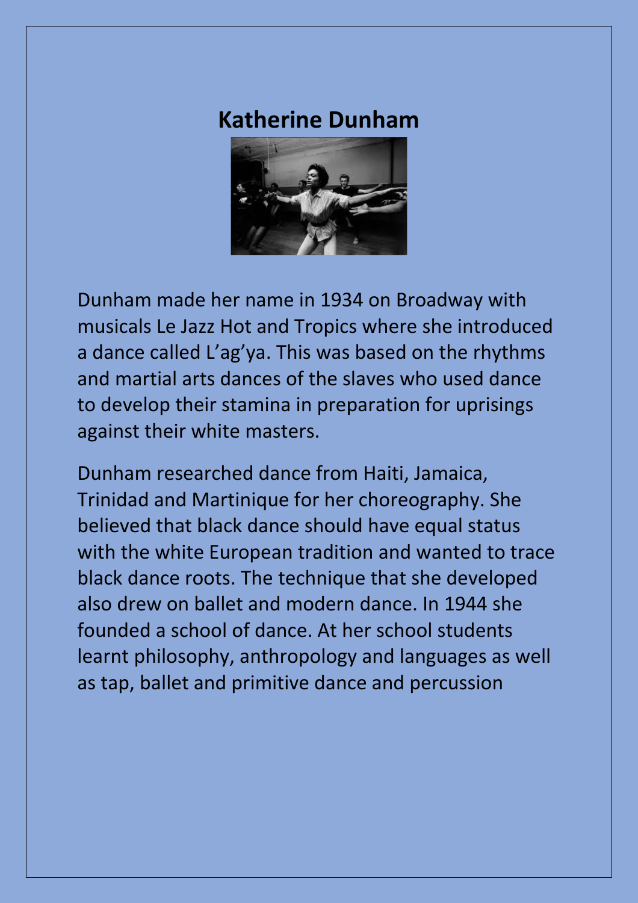# Katherine Dunham

Dunham made her name in 1934 on Broadway with musicals Le Jazz Hot and Tropics where she introduced a dance called L'ag'ya. This was based on the rhythms and martial arts dances of the slaves who used dance to develop their stamina in preparation for uprisings against their white masters.

Dunham researched dance from Haiti, Jamaica, Trinidad and Martinique for her choreography. She believed that black dance should have equal status with the white European tradition and wanted to trace black dance roots. The technique that she developed also drew on ballet and modern dance. In 1944 she founded a school of dance. At her school students learnt philosophy, anthropology and languages as well as tap, ballet and primitive dance and percussion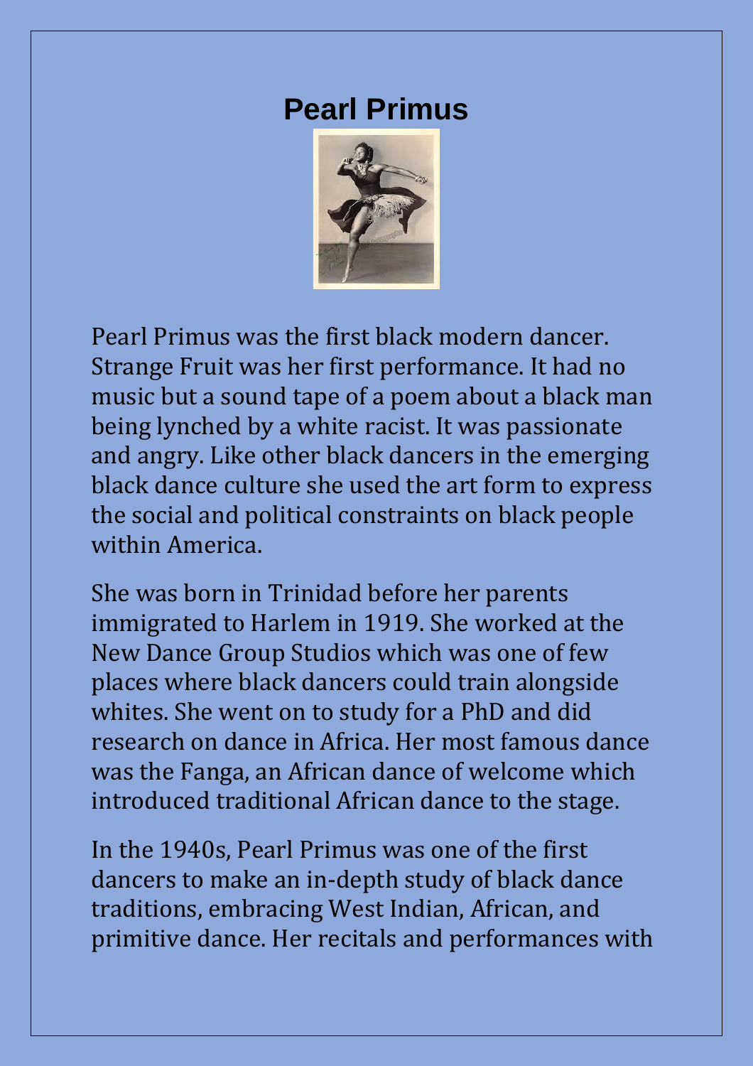# Pearl Primus

Pearl Primus was the first black modern dancer. Strange Fruit was her first performance. It had no music but a sound tape of a poem about a black man being lynched by a white racist. It was passionate and angry. Like other black dancers in the emerging black dance culture she used the art form to express the social and political constraints on black people within America.

She was born in Trinidad before her parents immigrated to Harlem in 1919. She worked at the New Dance Group Studios which was one of few places where black dancers could train alongside whites. She went on to study for a PhD and did research on dance in Africa. Her most famous dance was the Fanga, an African dance of welcome which introduced traditional African dance to the stage.

In the 1940s, Pearl Primus was one of the first dancers to make an in-depth study of black dance traditions, embracing West Indian, African, and primitive dance. Her recitals and performances with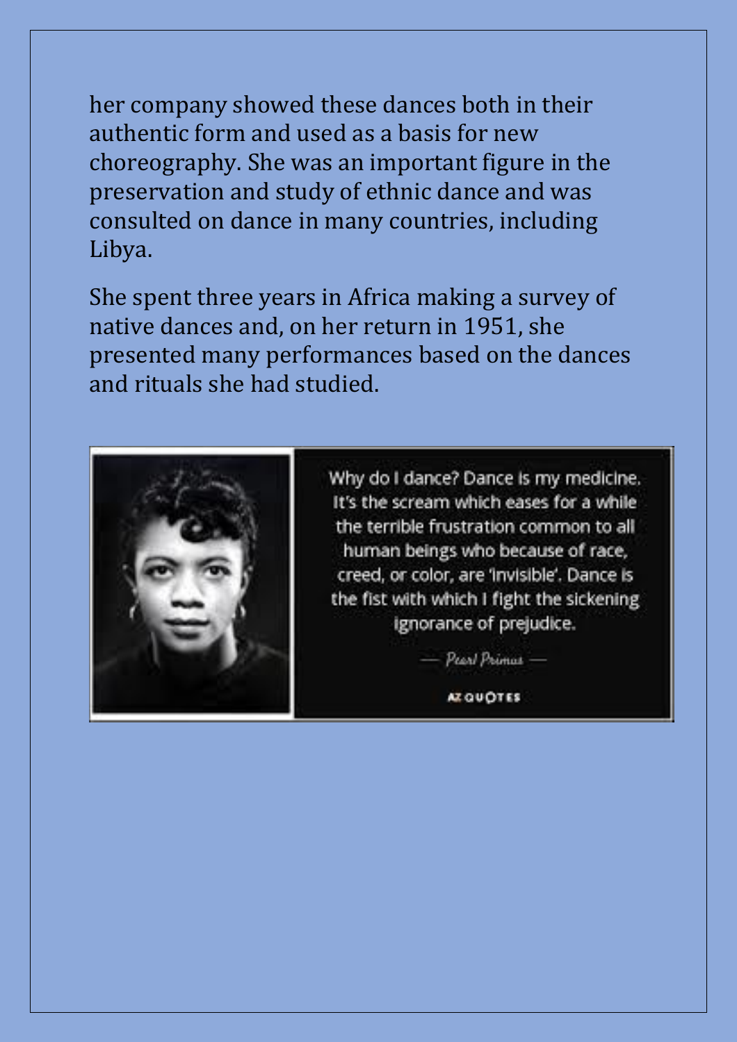her company showed these dances both in their authentic form and used as a basis for new choreography. She was an important figure in the preservation and study of ethnic dance and was consulted on dance in many countries, including Libya.

She spent three years in Africa making a survey of native dances and, on her return in 1951, she presented many performances based on the dances and rituals she had studied.

> Why do I dance? Dance is my medicine. It's the scream which eases for a while the terrible frustration common to all human beings who because of race, creed, or color, are 'invisible'. Dance is the fist with which I fight the sickening ignorance of prejudice.
>
> — Pearl Primus —
>
> AZ QUOTES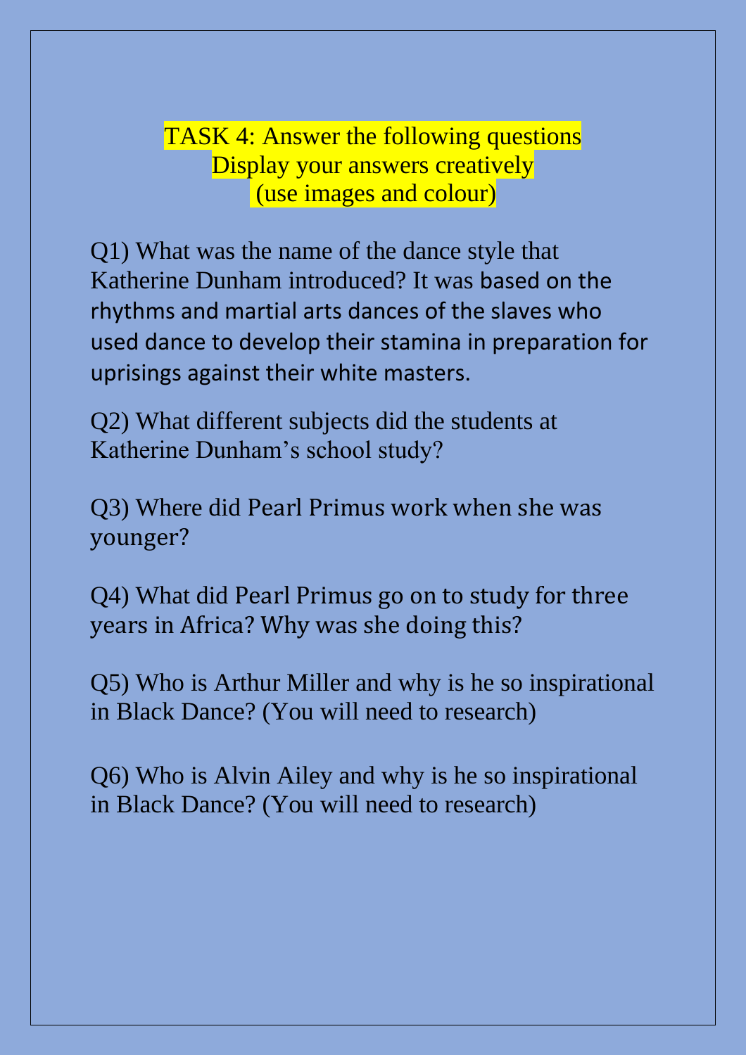TASK 4: Answer the following questions
Display your answers creatively
(use images and colour)

Q1) What was the name of the dance style that Katherine Dunham introduced? It was based on the rhythms and martial arts dances of the slaves who used dance to develop their stamina in preparation for uprisings against their white masters.

Q2) What different subjects did the students at Katherine Dunham's school study?

Q3) Where did Pearl Primus work when she was younger?

Q4) What did Pearl Primus go on to study for three years in Africa? Why was she doing this?

Q5) Who is Arthur Miller and why is he so inspirational in Black Dance? (You will need to research)

Q6) Who is Alvin Ailey and why is he so inspirational in Black Dance? (You will need to research)